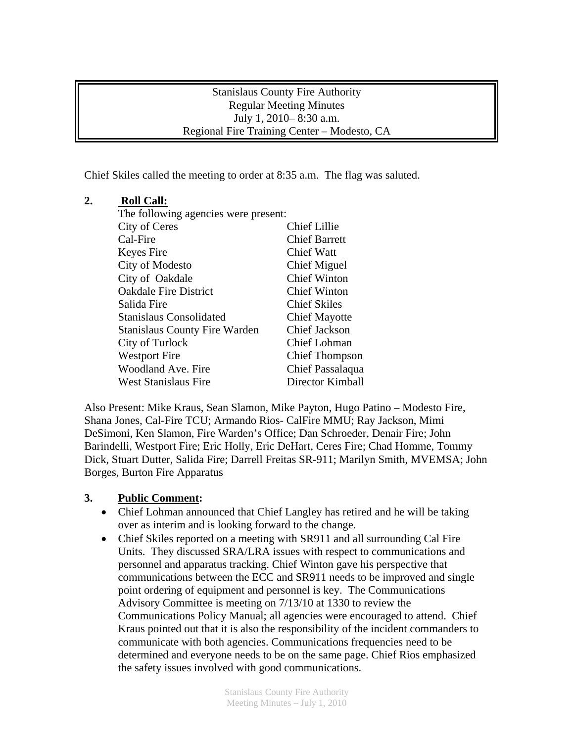Stanislaus County Fire Authority
Regular Meeting Minutes
July 1, 2010– 8:30 a.m.
Regional Fire Training Center – Modesto, CA

Chief Skiles called the meeting to order at 8:35 a.m. The flag was saluted.

**2. Roll Call:**

The following agencies were present:

| | |
|---|---|
| City of Ceres | Chief Lillie |
| Cal-Fire | Chief Barrett |
| Keyes Fire | Chief Watt |
| City of Modesto | Chief Miguel |
| City of Oakdale | Chief Winton |
| Oakdale Fire District | Chief Winton |
| Salida Fire | Chief Skiles |
| Stanislaus Consolidated | Chief Mayotte |
| Stanislaus County Fire Warden | Chief Jackson |
| City of Turlock | Chief Lohman |
| Westport Fire | Chief Thompson |
| Woodland Ave. Fire | Chief Passalaqua |
| West Stanislaus Fire | Director Kimball |

Also Present: Mike Kraus, Sean Slamon, Mike Payton, Hugo Patino – Modesto Fire, Shana Jones, Cal-Fire TCU; Armando Rios- CalFire MMU; Ray Jackson, Mimi DeSimoni, Ken Slamon, Fire Warden's Office; Dan Schroeder, Denair Fire; John Barindelli, Westport Fire; Eric Holly, Eric DeHart, Ceres Fire; Chad Homme, Tommy Dick, Stuart Dutter, Salida Fire; Darrell Freitas SR-911; Marilyn Smith, MVEMSA; John Borges, Burton Fire Apparatus

**3. Public Comment:**

- Chief Lohman announced that Chief Langley has retired and he will be taking over as interim and is looking forward to the change.
- Chief Skiles reported on a meeting with SR911 and all surrounding Cal Fire Units. They discussed SRA/LRA issues with respect to communications and personnel and apparatus tracking. Chief Winton gave his perspective that communications between the ECC and SR911 needs to be improved and single point ordering of equipment and personnel is key. The Communications Advisory Committee is meeting on 7/13/10 at 1330 to review the Communications Policy Manual; all agencies were encouraged to attend. Chief Kraus pointed out that it is also the responsibility of the incident commanders to communicate with both agencies. Communications frequencies need to be determined and everyone needs to be on the same page. Chief Rios emphasized the safety issues involved with good communications.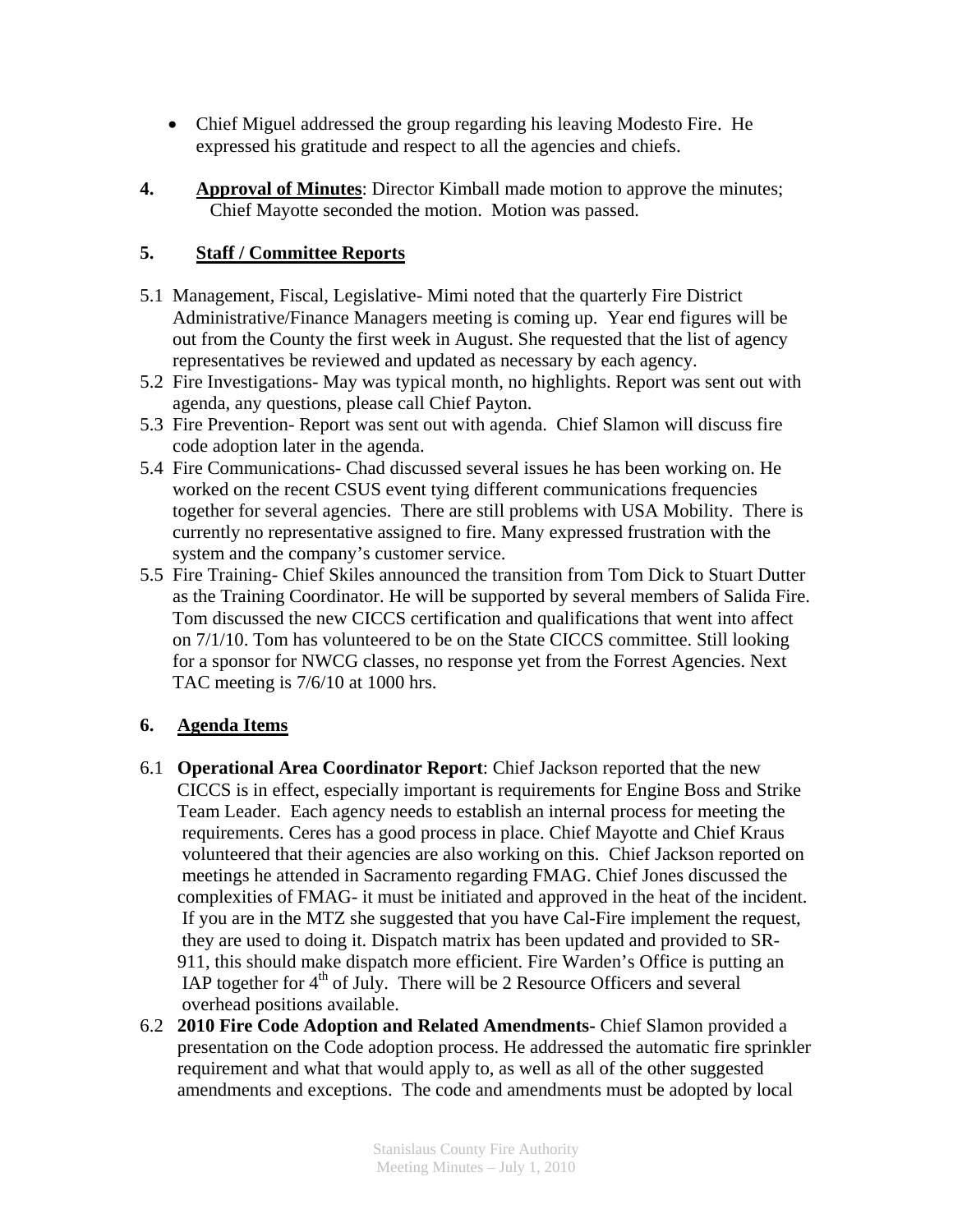- Chief Miguel addressed the group regarding his leaving Modesto Fire. He expressed his gratitude and respect to all the agencies and chiefs.

**4.** **Approval of Minutes**: Director Kimball made motion to approve the minutes; Chief Mayotte seconded the motion. Motion was passed.

**5.** **Staff / Committee Reports**

5.1 Management, Fiscal, Legislative- Mimi noted that the quarterly Fire District Administrative/Finance Managers meeting is coming up. Year end figures will be out from the County the first week in August. She requested that the list of agency representatives be reviewed and updated as necessary by each agency.

5.2 Fire Investigations- May was typical month, no highlights. Report was sent out with agenda, any questions, please call Chief Payton.

5.3 Fire Prevention- Report was sent out with agenda. Chief Slamon will discuss fire code adoption later in the agenda.

5.4 Fire Communications- Chad discussed several issues he has been working on. He worked on the recent CSUS event tying different communications frequencies together for several agencies. There are still problems with USA Mobility. There is currently no representative assigned to fire. Many expressed frustration with the system and the company's customer service.

5.5 Fire Training- Chief Skiles announced the transition from Tom Dick to Stuart Dutter as the Training Coordinator. He will be supported by several members of Salida Fire. Tom discussed the new CICCS certification and qualifications that went into affect on 7/1/10. Tom has volunteered to be on the State CICCS committee. Still looking for a sponsor for NWCG classes, no response yet from the Forrest Agencies. Next TAC meeting is 7/6/10 at 1000 hrs.

**6.** **Agenda Items**

6.1 **Operational Area Coordinator Report**: Chief Jackson reported that the new CICCS is in effect, especially important is requirements for Engine Boss and Strike Team Leader. Each agency needs to establish an internal process for meeting the requirements. Ceres has a good process in place. Chief Mayotte and Chief Kraus volunteered that their agencies are also working on this. Chief Jackson reported on meetings he attended in Sacramento regarding FMAG. Chief Jones discussed the complexities of FMAG- it must be initiated and approved in the heat of the incident. If you are in the MTZ she suggested that you have Cal-Fire implement the request, they are used to doing it. Dispatch matrix has been updated and provided to SR-911, this should make dispatch more efficient. Fire Warden's Office is putting an IAP together for 4th of July. There will be 2 Resource Officers and several overhead positions available.

6.2 **2010 Fire Code Adoption and Related Amendments-** Chief Slamon provided a presentation on the Code adoption process. He addressed the automatic fire sprinkler requirement and what that would apply to, as well as all of the other suggested amendments and exceptions. The code and amendments must be adopted by local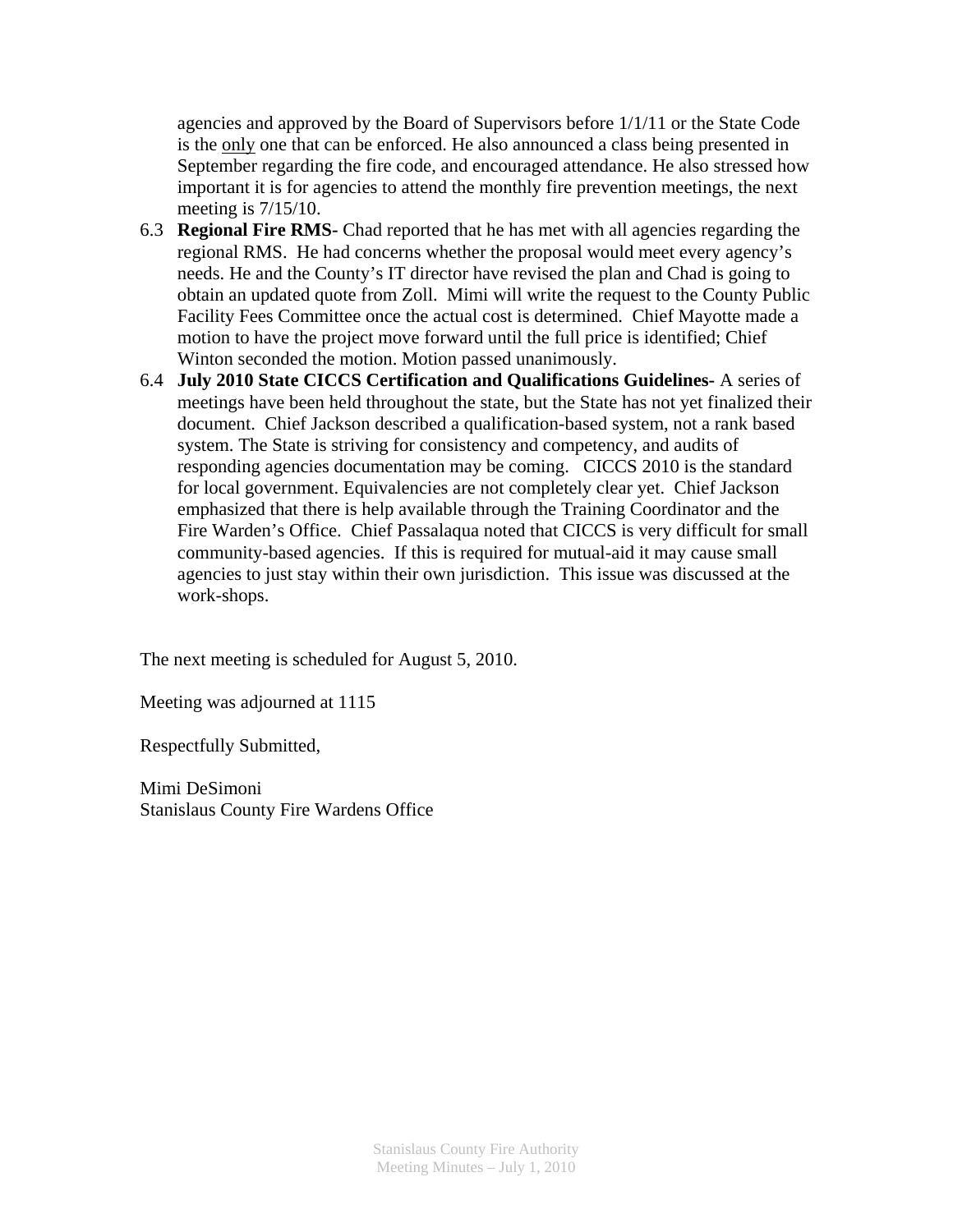agencies and approved by the Board of Supervisors before 1/1/11 or the State Code is the only one that can be enforced. He also announced a class being presented in September regarding the fire code, and encouraged attendance. He also stressed how important it is for agencies to attend the monthly fire prevention meetings, the next meeting is 7/15/10.

6.3 **Regional Fire RMS-** Chad reported that he has met with all agencies regarding the regional RMS. He had concerns whether the proposal would meet every agency's needs. He and the County's IT director have revised the plan and Chad is going to obtain an updated quote from Zoll. Mimi will write the request to the County Public Facility Fees Committee once the actual cost is determined. Chief Mayotte made a motion to have the project move forward until the full price is identified; Chief Winton seconded the motion. Motion passed unanimously.

6.4 **July 2010 State CICCS Certification and Qualifications Guidelines-** A series of meetings have been held throughout the state, but the State has not yet finalized their document. Chief Jackson described a qualification-based system, not a rank based system. The State is striving for consistency and competency, and audits of responding agencies documentation may be coming. CICCS 2010 is the standard for local government. Equivalencies are not completely clear yet. Chief Jackson emphasized that there is help available through the Training Coordinator and the Fire Warden's Office. Chief Passalaqua noted that CICCS is very difficult for small community-based agencies. If this is required for mutual-aid it may cause small agencies to just stay within their own jurisdiction. This issue was discussed at the work-shops.

The next meeting is scheduled for August 5, 2010.

Meeting was adjourned at 1115

Respectfully Submitted,

Mimi DeSimoni
Stanislaus County Fire Wardens Office